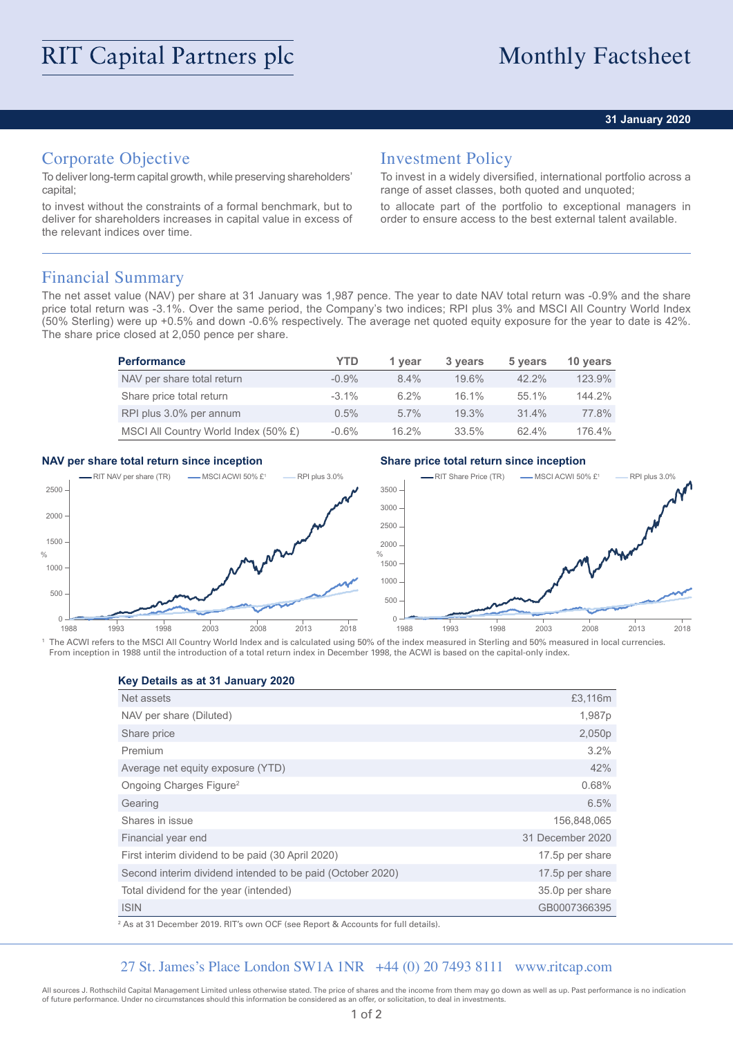# RIT Capital Partners plc

# Monthly Factsheet

**31 January 2020**

## Corporate Objective

To deliver long-term capital growth, while preserving shareholders' capital;

to invest without the constraints of a formal benchmark, but to deliver for shareholders increases in capital value in excess of the relevant indices over time.

## Investment Policy

To invest in a widely diversified, international portfolio across a range of asset classes, both quoted and unquoted;

to allocate part of the portfolio to exceptional managers in order to ensure access to the best external talent available.

## Financial Summary

The net asset value (NAV) per share at 31 January was 1,987 pence. The year to date NAV total return was -0.9% and the share price total return was -3.1%. Over the same period, the Company's two indices; RPI plus 3% and MSCI All Country World Index (50% Sterling) were up +0.5% and down -0.6% respectively. The average net quoted equity exposure for the year to date is 42%. The share price closed at 2,050 pence per share.

| Performance | YTD | 1 year | 3 years | 5 years | 10 years |
|---|---|---|---|---|---|
| NAV per share total return | -0.9% | 8.4% | 19.6% | 42.2% | 123.9% |
| Share price total return | -3.1% | 6.2% | 16.1% | 55.1% | 144.2% |
| RPI plus 3.0% per annum | 0.5% | 5.7% | 19.3% | 31.4% | 77.8% |
| MSCI All Country World Index (50% £) | -0.6% | 16.2% | 33.5% | 62.4% | 176.4% |

**NAV per share total return since inception**

**Share price total return since inception**

[1] The ACWI refers to the MSCI All Country World Index and is calculated using 50% of the index measured in Sterling and 50% measured in local currencies. From inception in 1988 until the introduction of a total return index in December 1998, the ACWI is based on the capital-only index.

**Key Details as at 31 January 2020**

| | |
|---|---|
| Net assets | £3,116m |
| NAV per share (Diluted) | 1,987p |
| Share price | 2,050p |
| Premium | 3.2% |
| Average net equity exposure (YTD) | 42% |
| Ongoing Charges Figure[2] | 0.68% |
| Gearing | 6.5% |
| Shares in issue | 156,848,065 |
| Financial year end | 31 December 2020 |
| First interim dividend to be paid (30 April 2020) | 17.5p per share |
| Second interim dividend intended to be paid (October 2020) | 17.5p per share |
| Total dividend for the year (intended) | 35.0p per share |
| ISIN | GB0007366395 |

[2] As at 31 December 2019. RIT's own OCF (see Report & Accounts for full details).

27 St. James's Place London SW1A 1NR +44 (0) 20 7493 8111 www.ritcap.com

All sources J. Rothschild Capital Management Limited unless otherwise stated. The price of shares and the income from them may go down as well as up. Past performance is no indication of future performance. Under no circumstances should this information be considered as an offer, or solicitation, to deal in investments.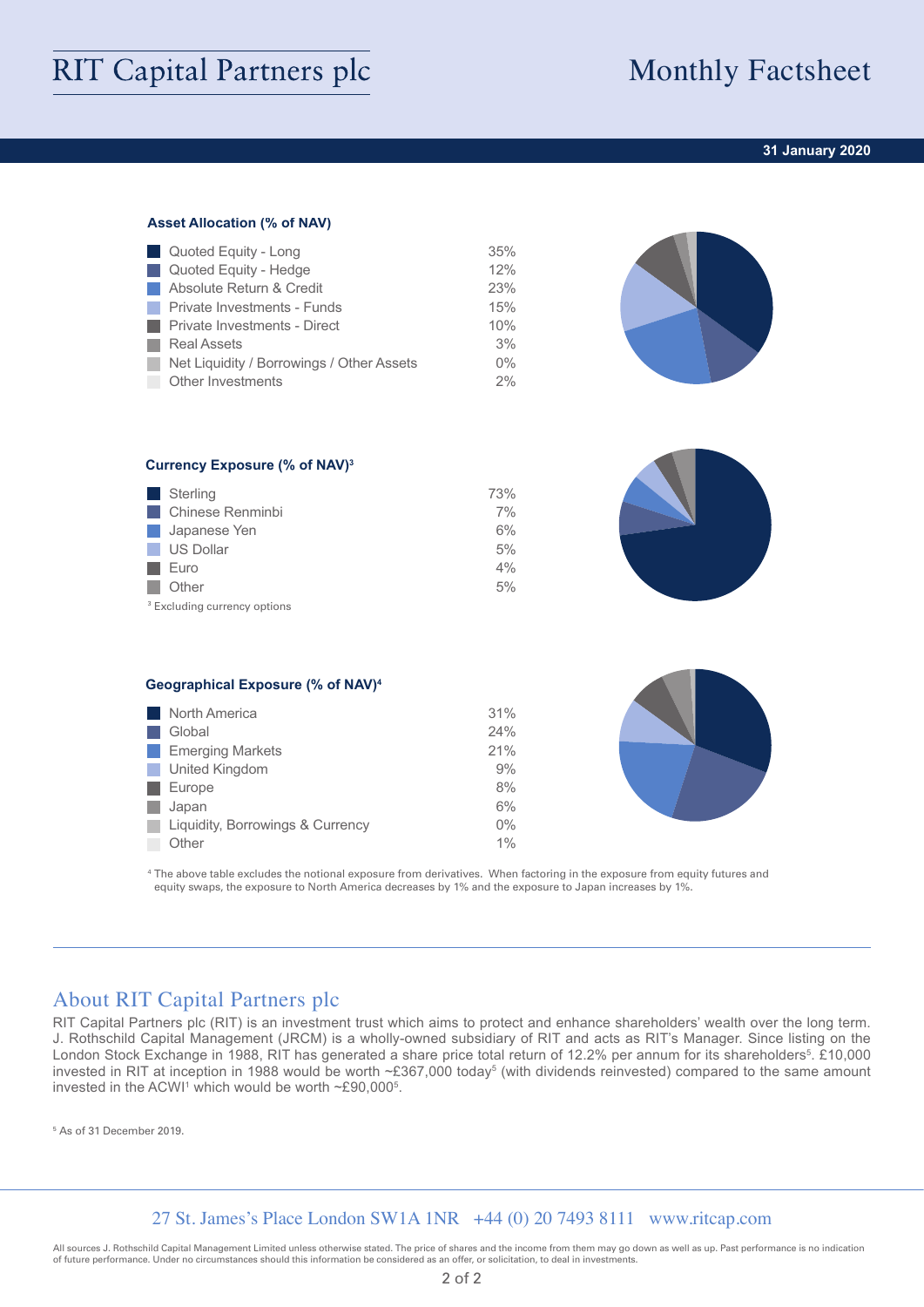# RIT Capital Partners plc

# Monthly Factsheet

**31 January 2020**

### Asset Allocation (% of NAV)

| | |
|---|---|
| Quoted Equity - Long | 35% |
| Quoted Equity - Hedge | 12% |
| Absolute Return & Credit | 23% |
| Private Investments - Funds | 15% |
| Private Investments - Direct | 10% |
| Real Assets | 3% |
| Net Liquidity / Borrowings / Other Assets | 0% |
| Other Investments | 2% |

### Currency Exposure (% of NAV)[3]

| | |
|---|---|
| Sterling | 73% |
| Chinese Renminbi | 7% |
| Japanese Yen | 6% |
| US Dollar | 5% |
| Euro | 4% |
| Other | 5% |

[3] Excluding currency options

### Geographical Exposure (% of NAV)[4]

| | |
|---|---|
| North America | 31% |
| Global | 24% |
| Emerging Markets | 21% |
| United Kingdom | 9% |
| Europe | 8% |
| Japan | 6% |
| Liquidity, Borrowings & Currency | 0% |
| Other | 1% |

[4] The above table excludes the notional exposure from derivatives. When factoring in the exposure from equity futures and equity swaps, the exposure to North America decreases by 1% and the exposure to Japan increases by 1%.

## About RIT Capital Partners plc

RIT Capital Partners plc (RIT) is an investment trust which aims to protect and enhance shareholders' wealth over the long term. J. Rothschild Capital Management (JRCM) is a wholly-owned subsidiary of RIT and acts as RIT's Manager. Since listing on the London Stock Exchange in 1988, RIT has generated a share price total return of 12.2% per annum for its shareholders[5]. £10,000 invested in RIT at inception in 1988 would be worth ~£367,000 today[5] (with dividends reinvested) compared to the same amount invested in the ACWI[1] which would be worth ~£90,000[5].

[5] As of 31 December 2019.

27 St. James's Place London SW1A 1NR +44 (0) 20 7493 8111 www.ritcap.com

All sources J. Rothschild Capital Management Limited unless otherwise stated. The price of shares and the income from them may go down as well as up. Past performance is no indication of future performance. Under no circumstances should this information be considered as an offer, or solicitation, to deal in investments.